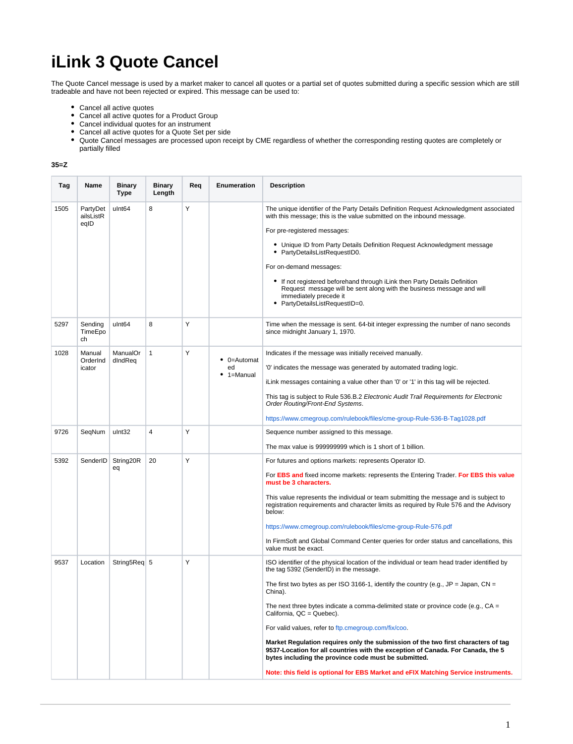# iLink 3 Quote Cancel

The Quote Cancel message is used by a market maker to cancel all quotes or a partial set of quotes submitted during a specific session which are still tradeable and have not been rejected or expired. This message can be used to:

- Cancel all active quotes
- Cancel all active quotes for a Product Group
- Cancel individual quotes for an instrument
- Cancel all active quotes for a Quote Set per side
- Quote Cancel messages are processed upon receipt by CME regardless of whether the corresponding resting quotes are completely or partially filled

**35=Z**

| Tag | Name | Binary Type | Binary Length | Req | Enumeration | Description |
|---|---|---|---|---|---|---|
| 1505 | PartyDetailsListReqID | uInt64 | 8 | Y | | The unique identifier of the Party Details Definition Request Acknowledgment associated with this message; this is the value submitted on the inbound message.<br><br>For pre-registered messages:<br><br>• Unique ID from Party Details Definition Request Acknowledgment message<br>• PartyDetailsListRequestID0.<br><br>For on-demand messages:<br><br>• If not registered beforehand through iLink then Party Details Definition Request message will be sent along with the business message and will immediately precede it<br>• PartyDetailsListRequestID=0. |
| 5297 | SendingTimeEpoch | uInt64 | 8 | Y | | Time when the message is sent. 64-bit integer expressing the number of nano seconds since midnight January 1, 1970. |
| 1028 | ManualOrderIndicator | ManualOrdIndReq | 1 | Y | • 0=Automated<br>• 1=Manual | Indicates if the message was initially received manually.<br><br>'0' indicates the message was generated by automated trading logic.<br><br>iLink messages containing a value other than '0' or '1' in this tag will be rejected.<br><br>This tag is subject to Rule 536.B.2 *Electronic Audit Trail Requirements for Electronic Order Routing/Front-End Systems*.<br><br>https://www.cmegroup.com/rulebook/files/cme-group-Rule-536-B-Tag1028.pdf |
| 9726 | SeqNum | uInt32 | 4 | Y | | Sequence number assigned to this message.<br><br>The max value is 999999999 which is 1 short of 1 billion. |
| 5392 | SenderID | String20Req | 20 | Y | | For futures and options markets: represents Operator ID.<br><br>For EBS and fixed income markets: represents the Entering Trader. **For EBS this value must be 3 characters.**<br><br>This value represents the individual or team submitting the message and is subject to registration requirements and character limits as required by Rule 576 and the Advisory below:<br><br>https://www.cmegroup.com/rulebook/files/cme-group-Rule-576.pdf<br><br>In FirmSoft and Global Command Center queries for order status and cancellations, this value must be exact. |
| 9537 | Location | String5Req | 5 | Y | | ISO identifier of the physical location of the individual or team head trader identified by the tag 5392 (SenderID) in the message.<br><br>The first two bytes as per ISO 3166-1, identify the country (e.g., JP = Japan, CN = China).<br><br>The next three bytes indicate a comma-delimited state or province code (e.g., CA = California, QC = Quebec).<br><br>For valid values, refer to ftp.cmegroup.com/fix/coo.<br><br>**Market Regulation requires only the submission of the two first characters of tag 9537-Location for all countries with the exception of Canada. For Canada, the 5 bytes including the province code must be submitted.**<br><br>**Note: this field is optional for EBS Market and eFIX Matching Service instruments.** |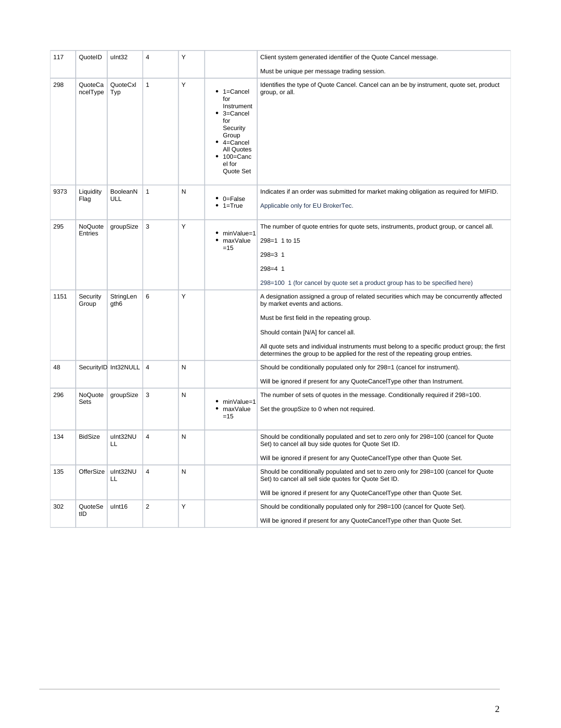| | | | | | | |
|---|---|---|---|---|---|---|
| 117 | QuoteID | uInt32 | 4 | Y | | Client system generated identifier of the Quote Cancel message.<br><br>Must be unique per message trading session. |
| 298 | QuoteCancelType | QuoteCxlTyp | 1 | Y | • 1=Cancel for Instrument<br>• 3=Cancel for Security Group<br>• 4=Cancel All Quotes<br>• 100=Cancel for Quote Set | Identifies the type of Quote Cancel. Cancel can an be by instrument, quote set, product group, or all. |
| 9373 | Liquidity Flag | BooleanNULL | 1 | N | • 0=False<br>• 1=True | Indicates if an order was submitted for market making obligation as required for MIFID.<br><br>Applicable only for EU BrokerTec. |
| 295 | NoQuote Entries | groupSize | 3 | Y | • minValue=1<br>• maxValue =15 | The number of quote entries for quote sets, instruments, product group, or cancel all.<br><br>298=1 1 to 15<br><br>298=3 1<br><br>298=4 1<br><br>298=100 1 (for cancel by quote set a product group has to be specified here) |
| 1151 | Security Group | StringLength6 | 6 | Y | | A designation assigned a group of related securities which may be concurrently affected by market events and actions.<br><br>Must be first field in the repeating group.<br><br>Should contain [N/A] for cancel all.<br><br>All quote sets and individual instruments must belong to a specific product group; the first determines the group to be applied for the rest of the repeating group entries. |
| 48 | SecurityID | Int32NULL | 4 | N | | Should be conditionally populated only for 298=1 (cancel for instrument).<br><br>Will be ignored if present for any QuoteCancelType other than Instrument. |
| 296 | NoQuote Sets | groupSize | 3 | N | • minValue=1<br>• maxValue =15 | The number of sets of quotes in the message. Conditionally required if 298=100.<br><br>Set the groupSize to 0 when not required. |
| 134 | BidSize | uInt32NULL | 4 | N | | Should be conditionally populated and set to zero only for 298=100 (cancel for Quote Set) to cancel all buy side quotes for Quote Set ID.<br><br>Will be ignored if present for any QuoteCancelType other than Quote Set. |
| 135 | OfferSize | uInt32NULL | 4 | N | | Should be conditionally populated and set to zero only for 298=100 (cancel for Quote Set) to cancel all sell side quotes for Quote Set ID.<br><br>Will be ignored if present for any QuoteCancelType other than Quote Set. |
| 302 | QuoteSetID | uInt16 | 2 | Y | | Should be conditionally populated only for 298=100 (cancel for Quote Set).<br><br>Will be ignored if present for any QuoteCancelType other than Quote Set. |